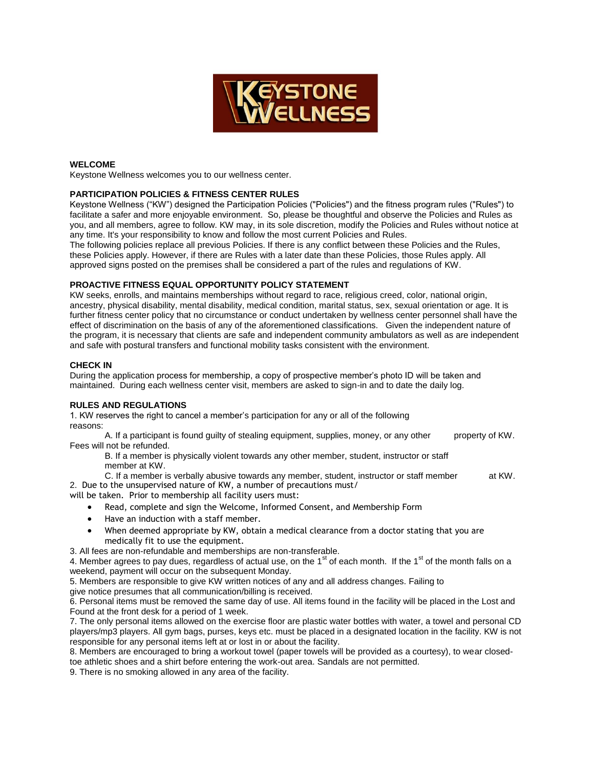**WELCOME**

Keystone Wellness welcomes you to our wellness center.

**PARTICIPATION POLICIES & FITNESS CENTER RULES**

Keystone Wellness ("KW") designed the Participation Policies ("Policies") and the fitness program rules ("Rules") to facilitate a safer and more enjoyable environment. So, please be thoughtful and observe the Policies and Rules as you, and all members, agree to follow. KW may, in its sole discretion, modify the Policies and Rules without notice at any time. It's your responsibility to know and follow the most current Policies and Rules.

The following policies replace all previous Policies. If there is any conflict between these Policies and the Rules, these Policies apply. However, if there are Rules with a later date than these Policies, those Rules apply. All approved signs posted on the premises shall be considered a part of the rules and regulations of KW.

**PROACTIVE FITNESS EQUAL OPPORTUNITY POLICY STATEMENT**

KW seeks, enrolls, and maintains memberships without regard to race, religious creed, color, national origin, ancestry, physical disability, mental disability, medical condition, marital status, sex, sexual orientation or age. It is further fitness center policy that no circumstance or conduct undertaken by wellness center personnel shall have the effect of discrimination on the basis of any of the aforementioned classifications. Given the independent nature of the program, it is necessary that clients are safe and independent community ambulators as well as are independent and safe with postural transfers and functional mobility tasks consistent with the environment.

**CHECK IN**

During the application process for membership, a copy of prospective member's photo ID will be taken and maintained. During each wellness center visit, members are asked to sign-in and to date the daily log.

**RULES AND REGULATIONS**

1. KW reserves the right to cancel a member's participation for any or all of the following reasons:
   A. If a participant is found guilty of stealing equipment, supplies, money, or any other property of KW. Fees will not be refunded.
   B. If a member is physically violent towards any other member, student, instructor or staff member at KW.
   C. If a member is verbally abusive towards any member, student, instructor or staff member at KW.
2. Due to the unsupervised nature of KW, a number of precautions must/will be taken. Prior to membership all facility users must:
   - Read, complete and sign the Welcome, Informed Consent, and Membership Form
   - Have an induction with a staff member.
   - When deemed appropriate by KW, obtain a medical clearance from a doctor stating that you are medically fit to use the equipment.
3. All fees are non-refundable and memberships are non-transferable.
4. Member agrees to pay dues, regardless of actual use, on the 1st of each month. If the 1st of the month falls on a weekend, payment will occur on the subsequent Monday.
5. Members are responsible to give KW written notices of any and all address changes. Failing to give notice presumes that all communication/billing is received.
6. Personal items must be removed the same day of use. All items found in the facility will be placed in the Lost and Found at the front desk for a period of 1 week.
7. The only personal items allowed on the exercise floor are plastic water bottles with water, a towel and personal CD players/mp3 players. All gym bags, purses, keys etc. must be placed in a designated location in the facility. KW is not responsible for any personal items left at or lost in or about the facility.
8. Members are encouraged to bring a workout towel (paper towels will be provided as a courtesy), to wear closed-toe athletic shoes and a shirt before entering the work-out area. Sandals are not permitted.
9. There is no smoking allowed in any area of the facility.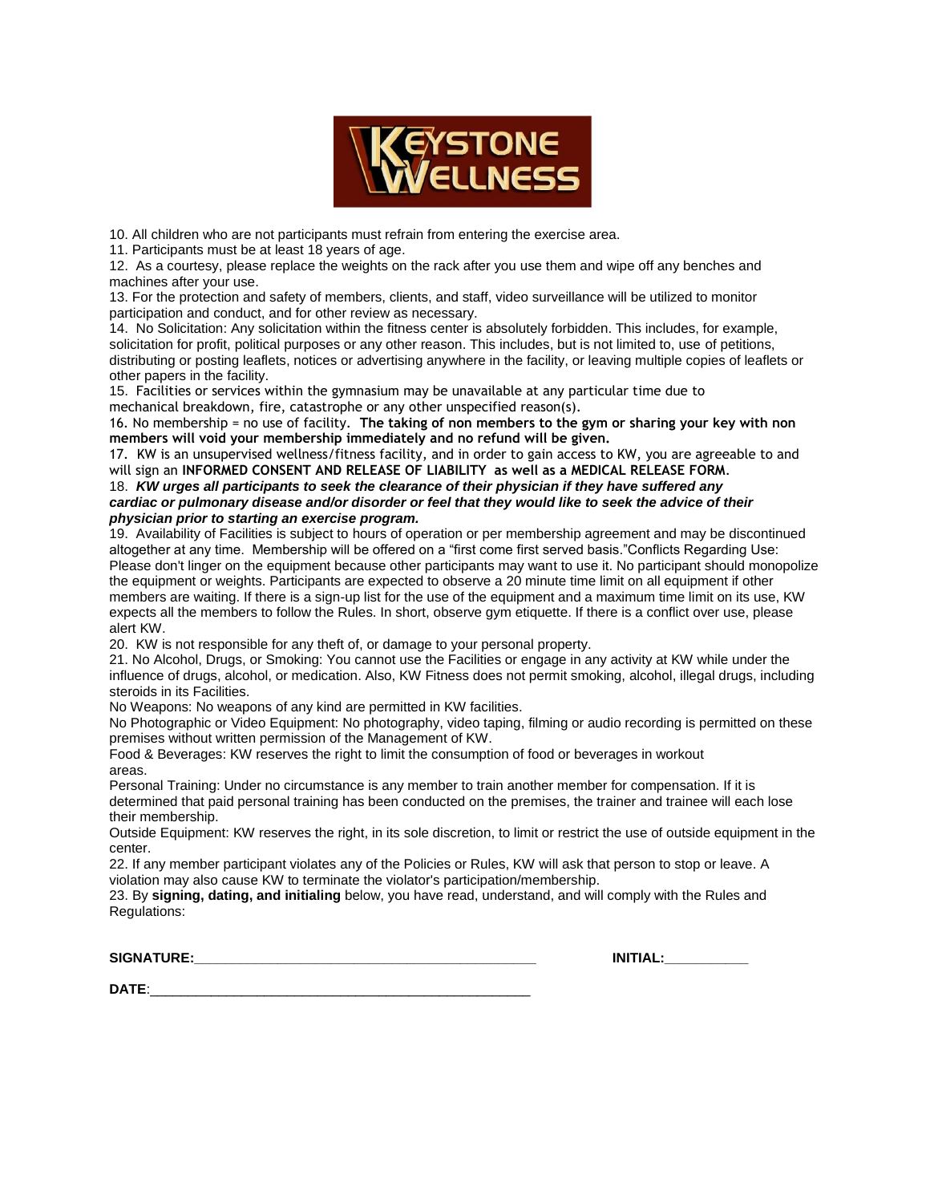10. All children who are not participants must refrain from entering the exercise area.
11. Participants must be at least 18 years of age.
12. As a courtesy, please replace the weights on the rack after you use them and wipe off any benches and machines after your use.
13. For the protection and safety of members, clients, and staff, video surveillance will be utilized to monitor participation and conduct, and for other review as necessary.
14. No Solicitation: Any solicitation within the fitness center is absolutely forbidden. This includes, for example, solicitation for profit, political purposes or any other reason. This includes, but is not limited to, use of petitions, distributing or posting leaflets, notices or advertising anywhere in the facility, or leaving multiple copies of leaflets or other papers in the facility.
15. Facilities or services within the gymnasium may be unavailable at any particular time due to mechanical breakdown, fire, catastrophe or any other unspecified reason(s).
16. No membership = no use of facility. **The taking of non members to the gym or sharing your key with non members will void your membership immediately and no refund will be given.**
17. KW is an unsupervised wellness/fitness facility, and in order to gain access to KW, you are agreeable to and will sign an **INFORMED CONSENT AND RELEASE OF LIABILITY as well as a MEDICAL RELEASE FORM.**
18. ***KW urges all participants to seek the clearance of their physician if they have suffered any cardiac or pulmonary disease and/or disorder or feel that they would like to seek the advice of their physician prior to starting an exercise program.***
19. Availability of Facilities is subject to hours of operation or per membership agreement and may be discontinued altogether at any time. Membership will be offered on a "first come first served basis."Conflicts Regarding Use: Please don't linger on the equipment because other participants may want to use it. No participant should monopolize the equipment or weights. Participants are expected to observe a 20 minute time limit on all equipment if other members are waiting. If there is a sign-up list for the use of the equipment and a maximum time limit on its use, KW expects all the members to follow the Rules. In short, observe gym etiquette. If there is a conflict over use, please alert KW.
20. KW is not responsible for any theft of, or damage to your personal property.
21. No Alcohol, Drugs, or Smoking: You cannot use the Facilities or engage in any activity at KW while under the influence of drugs, alcohol, or medication. Also, KW Fitness does not permit smoking, alcohol, illegal drugs, including steroids in its Facilities.

No Weapons: No weapons of any kind are permitted in KW facilities.

No Photographic or Video Equipment: No photography, video taping, filming or audio recording is permitted on these premises without written permission of the Management of KW.

Food & Beverages: KW reserves the right to limit the consumption of food or beverages in workout areas.

Personal Training: Under no circumstance is any member to train another member for compensation. If it is determined that paid personal training has been conducted on the premises, the trainer and trainee will each lose their membership.

Outside Equipment: KW reserves the right, in its sole discretion, to limit or restrict the use of outside equipment in the center.

22. If any member participant violates any of the Policies or Rules, KW will ask that person to stop or leave. A violation may also cause KW to terminate the violator's participation/membership.
23. By **signing, dating, and initialing** below, you have read, understand, and will comply with the Rules and Regulations:

**SIGNATURE:**_____________________________________________ **INITIAL:**___________

**DATE**:__________________________________________________